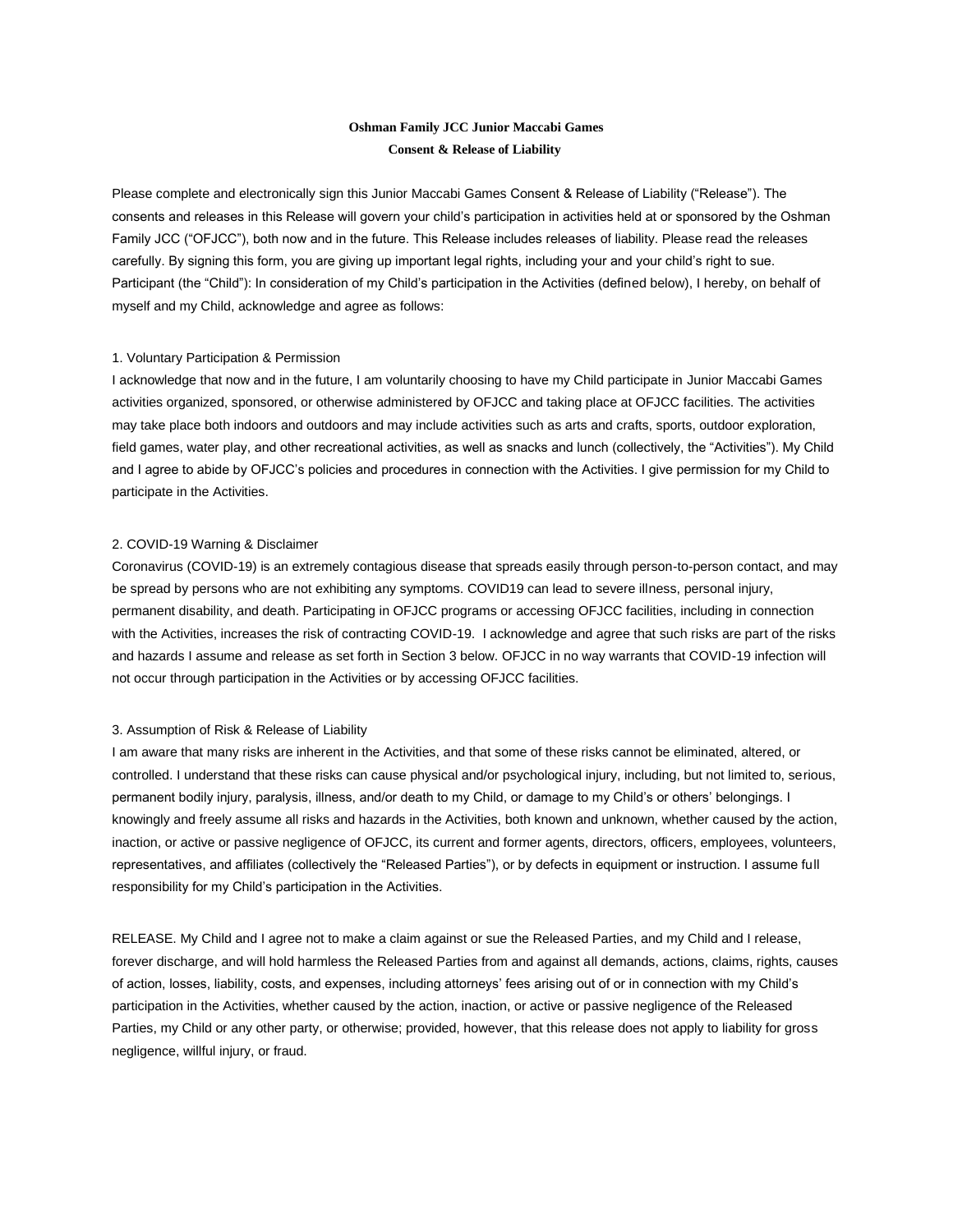**Oshman Family JCC Junior Maccabi Games**
**Consent & Release of Liability**

Please complete and electronically sign this Junior Maccabi Games Consent & Release of Liability ("Release"). The consents and releases in this Release will govern your child's participation in activities held at or sponsored by the Oshman Family JCC ("OFJCC"), both now and in the future. This Release includes releases of liability. Please read the releases carefully. By signing this form, you are giving up important legal rights, including your and your child's right to sue. Participant (the "Child"): In consideration of my Child's participation in the Activities (defined below), I hereby, on behalf of myself and my Child, acknowledge and agree as follows:

1. Voluntary Participation & Permission

I acknowledge that now and in the future, I am voluntarily choosing to have my Child participate in Junior Maccabi Games activities organized, sponsored, or otherwise administered by OFJCC and taking place at OFJCC facilities. The activities may take place both indoors and outdoors and may include activities such as arts and crafts, sports, outdoor exploration, field games, water play, and other recreational activities, as well as snacks and lunch (collectively, the "Activities"). My Child and I agree to abide by OFJCC's policies and procedures in connection with the Activities. I give permission for my Child to participate in the Activities.

2. COVID-19 Warning & Disclaimer

Coronavirus (COVID-19) is an extremely contagious disease that spreads easily through person-to-person contact, and may be spread by persons who are not exhibiting any symptoms. COVID19 can lead to severe illness, personal injury, permanent disability, and death. Participating in OFJCC programs or accessing OFJCC facilities, including in connection with the Activities, increases the risk of contracting COVID-19. I acknowledge and agree that such risks are part of the risks and hazards I assume and release as set forth in Section 3 below. OFJCC in no way warrants that COVID-19 infection will not occur through participation in the Activities or by accessing OFJCC facilities.

3. Assumption of Risk & Release of Liability

I am aware that many risks are inherent in the Activities, and that some of these risks cannot be eliminated, altered, or controlled. I understand that these risks can cause physical and/or psychological injury, including, but not limited to, serious, permanent bodily injury, paralysis, illness, and/or death to my Child, or damage to my Child's or others' belongings. I knowingly and freely assume all risks and hazards in the Activities, both known and unknown, whether caused by the action, inaction, or active or passive negligence of OFJCC, its current and former agents, directors, officers, employees, volunteers, representatives, and affiliates (collectively the "Released Parties"), or by defects in equipment or instruction. I assume full responsibility for my Child's participation in the Activities.

RELEASE. My Child and I agree not to make a claim against or sue the Released Parties, and my Child and I release, forever discharge, and will hold harmless the Released Parties from and against all demands, actions, claims, rights, causes of action, losses, liability, costs, and expenses, including attorneys' fees arising out of or in connection with my Child's participation in the Activities, whether caused by the action, inaction, or active or passive negligence of the Released Parties, my Child or any other party, or otherwise; provided, however, that this release does not apply to liability for gross negligence, willful injury, or fraud.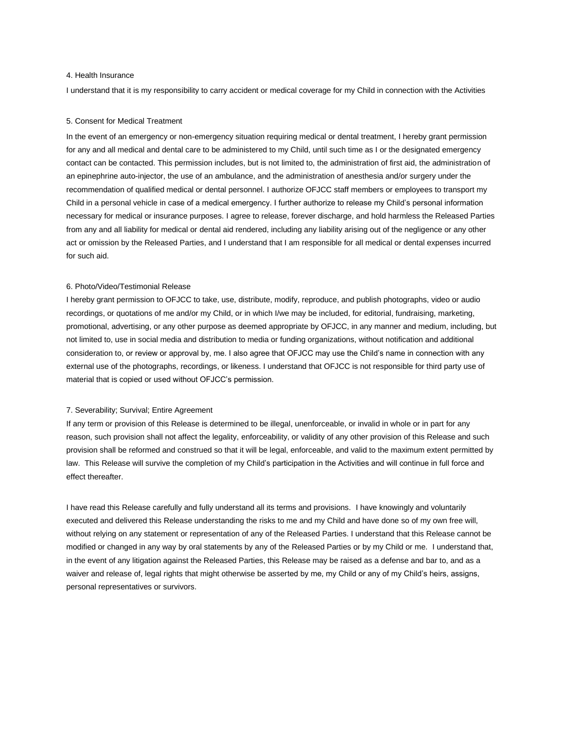4. Health Insurance

I understand that it is my responsibility to carry accident or medical coverage for my Child in connection with the Activities

5. Consent for Medical Treatment

In the event of an emergency or non-emergency situation requiring medical or dental treatment, I hereby grant permission for any and all medical and dental care to be administered to my Child, until such time as I or the designated emergency contact can be contacted. This permission includes, but is not limited to, the administration of first aid, the administration of an epinephrine auto-injector, the use of an ambulance, and the administration of anesthesia and/or surgery under the recommendation of qualified medical or dental personnel. I authorize OFJCC staff members or employees to transport my Child in a personal vehicle in case of a medical emergency. I further authorize to release my Child's personal information necessary for medical or insurance purposes. I agree to release, forever discharge, and hold harmless the Released Parties from any and all liability for medical or dental aid rendered, including any liability arising out of the negligence or any other act or omission by the Released Parties, and I understand that I am responsible for all medical or dental expenses incurred for such aid.

6. Photo/Video/Testimonial Release

I hereby grant permission to OFJCC to take, use, distribute, modify, reproduce, and publish photographs, video or audio recordings, or quotations of me and/or my Child, or in which I/we may be included, for editorial, fundraising, marketing, promotional, advertising, or any other purpose as deemed appropriate by OFJCC, in any manner and medium, including, but not limited to, use in social media and distribution to media or funding organizations, without notification and additional consideration to, or review or approval by, me. I also agree that OFJCC may use the Child's name in connection with any external use of the photographs, recordings, or likeness. I understand that OFJCC is not responsible for third party use of material that is copied or used without OFJCC's permission.

7. Severability; Survival; Entire Agreement

If any term or provision of this Release is determined to be illegal, unenforceable, or invalid in whole or in part for any reason, such provision shall not affect the legality, enforceability, or validity of any other provision of this Release and such provision shall be reformed and construed so that it will be legal, enforceable, and valid to the maximum extent permitted by law. This Release will survive the completion of my Child's participation in the Activities and will continue in full force and effect thereafter.

I have read this Release carefully and fully understand all its terms and provisions. I have knowingly and voluntarily executed and delivered this Release understanding the risks to me and my Child and have done so of my own free will, without relying on any statement or representation of any of the Released Parties. I understand that this Release cannot be modified or changed in any way by oral statements by any of the Released Parties or by my Child or me. I understand that, in the event of any litigation against the Released Parties, this Release may be raised as a defense and bar to, and as a waiver and release of, legal rights that might otherwise be asserted by me, my Child or any of my Child's heirs, assigns, personal representatives or survivors.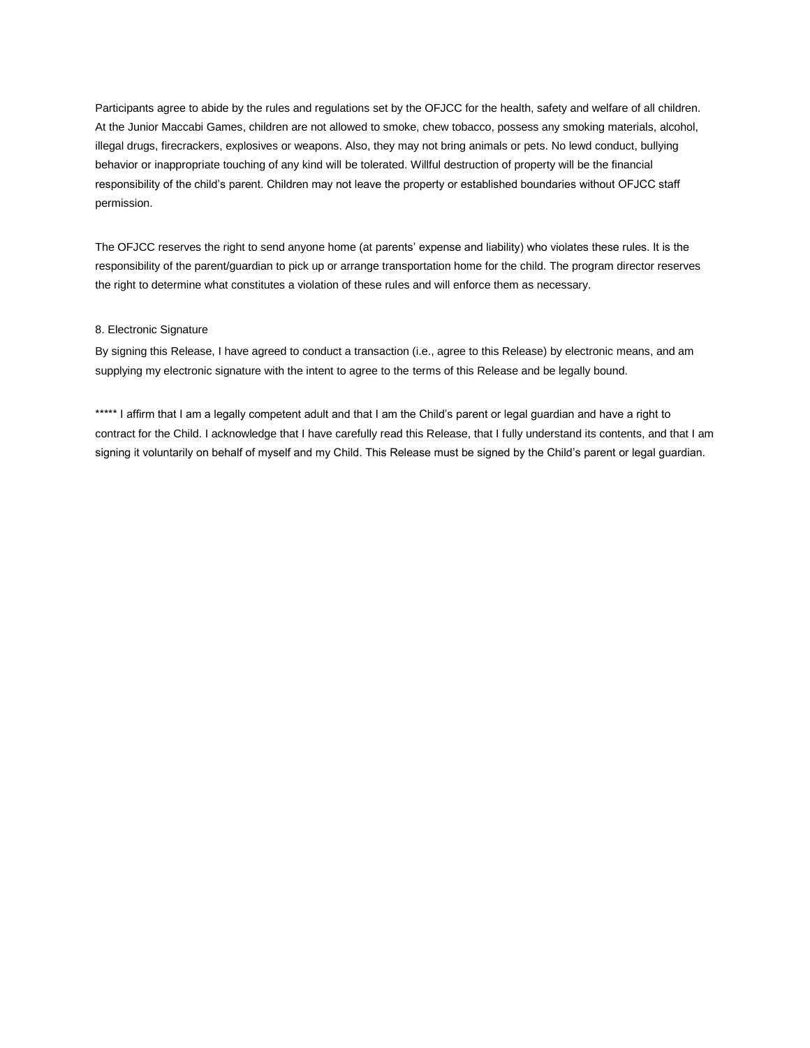Participants agree to abide by the rules and regulations set by the OFJCC for the health, safety and welfare of all children. At the Junior Maccabi Games, children are not allowed to smoke, chew tobacco, possess any smoking materials, alcohol, illegal drugs, firecrackers, explosives or weapons. Also, they may not bring animals or pets. No lewd conduct, bullying behavior or inappropriate touching of any kind will be tolerated. Willful destruction of property will be the financial responsibility of the child's parent. Children may not leave the property or established boundaries without OFJCC staff permission.

The OFJCC reserves the right to send anyone home (at parents' expense and liability) who violates these rules. It is the responsibility of the parent/guardian to pick up or arrange transportation home for the child. The program director reserves the right to determine what constitutes a violation of these rules and will enforce them as necessary.

8. Electronic Signature

By signing this Release, I have agreed to conduct a transaction (i.e., agree to this Release) by electronic means, and am supplying my electronic signature with the intent to agree to the terms of this Release and be legally bound.

***** I affirm that I am a legally competent adult and that I am the Child's parent or legal guardian and have a right to contract for the Child. I acknowledge that I have carefully read this Release, that I fully understand its contents, and that I am signing it voluntarily on behalf of myself and my Child. This Release must be signed by the Child's parent or legal guardian.